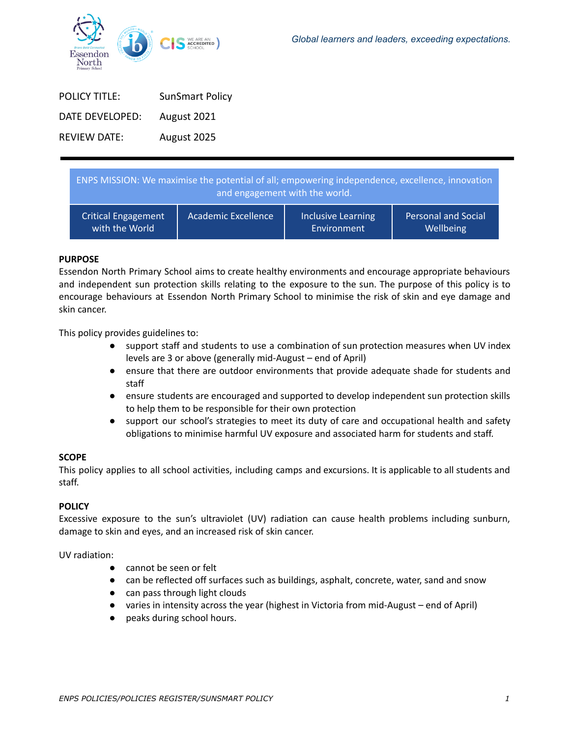Global learners and leaders, exceeding expectations.

POLICY TITLE: SunSmart Policy

DATE DEVELOPED: August 2021

REVIEW DATE: August 2025

| ENPS MISSION: We maximise the potential of all; empowering independence, excellence, innovation and engagement with the world. | | | |
|---|---|---|---|
| Critical Engagement with the World | Academic Excellence | Inclusive Learning Environment | Personal and Social Wellbeing |

**PURPOSE**

Essendon North Primary School aims to create healthy environments and encourage appropriate behaviours and independent sun protection skills relating to the exposure to the sun. The purpose of this policy is to encourage behaviours at Essendon North Primary School to minimise the risk of skin and eye damage and skin cancer.

This policy provides guidelines to:

- support staff and students to use a combination of sun protection measures when UV index levels are 3 or above (generally mid-August – end of April)
- ensure that there are outdoor environments that provide adequate shade for students and staff
- ensure students are encouraged and supported to develop independent sun protection skills to help them to be responsible for their own protection
- support our school's strategies to meet its duty of care and occupational health and safety obligations to minimise harmful UV exposure and associated harm for students and staff.

**SCOPE**

This policy applies to all school activities, including camps and excursions. It is applicable to all students and staff.

**POLICY**

Excessive exposure to the sun's ultraviolet (UV) radiation can cause health problems including sunburn, damage to skin and eyes, and an increased risk of skin cancer.

UV radiation:

- cannot be seen or felt
- can be reflected off surfaces such as buildings, asphalt, concrete, water, sand and snow
- can pass through light clouds
- varies in intensity across the year (highest in Victoria from mid-August – end of April)
- peaks during school hours.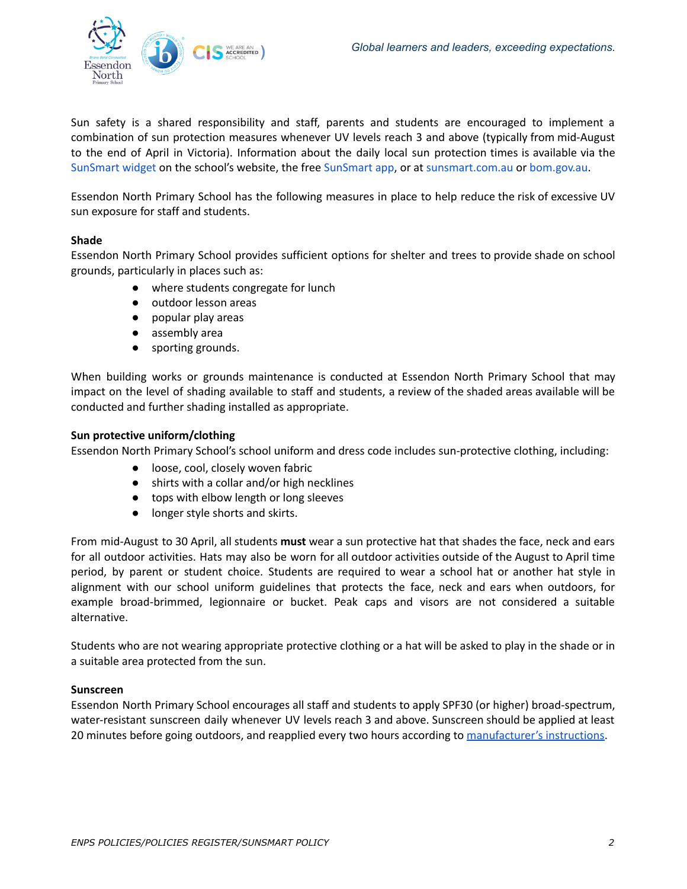Sun safety is a shared responsibility and staff, parents and students are encouraged to implement a combination of sun protection measures whenever UV levels reach 3 and above (typically from mid-August to the end of April in Victoria). Information about the daily local sun protection times is available via the SunSmart widget on the school's website, the free SunSmart app, or at sunsmart.com.au or bom.gov.au.

Essendon North Primary School has the following measures in place to help reduce the risk of excessive UV sun exposure for staff and students.

**Shade**

Essendon North Primary School provides sufficient options for shelter and trees to provide shade on school grounds, particularly in places such as:

- where students congregate for lunch
- outdoor lesson areas
- popular play areas
- assembly area
- sporting grounds.

When building works or grounds maintenance is conducted at Essendon North Primary School that may impact on the level of shading available to staff and students, a review of the shaded areas available will be conducted and further shading installed as appropriate.

**Sun protective uniform/clothing**

Essendon North Primary School's school uniform and dress code includes sun-protective clothing, including:

- loose, cool, closely woven fabric
- shirts with a collar and/or high necklines
- tops with elbow length or long sleeves
- longer style shorts and skirts.

From mid-August to 30 April, all students **must** wear a sun protective hat that shades the face, neck and ears for all outdoor activities. Hats may also be worn for all outdoor activities outside of the August to April time period, by parent or student choice. Students are required to wear a school hat or another hat style in alignment with our school uniform guidelines that protects the face, neck and ears when outdoors, for example broad-brimmed, legionnaire or bucket. Peak caps and visors are not considered a suitable alternative.

Students who are not wearing appropriate protective clothing or a hat will be asked to play in the shade or in a suitable area protected from the sun.

**Sunscreen**

Essendon North Primary School encourages all staff and students to apply SPF30 (or higher) broad-spectrum, water-resistant sunscreen daily whenever UV levels reach 3 and above. Sunscreen should be applied at least 20 minutes before going outdoors, and reapplied every two hours according to manufacturer's instructions.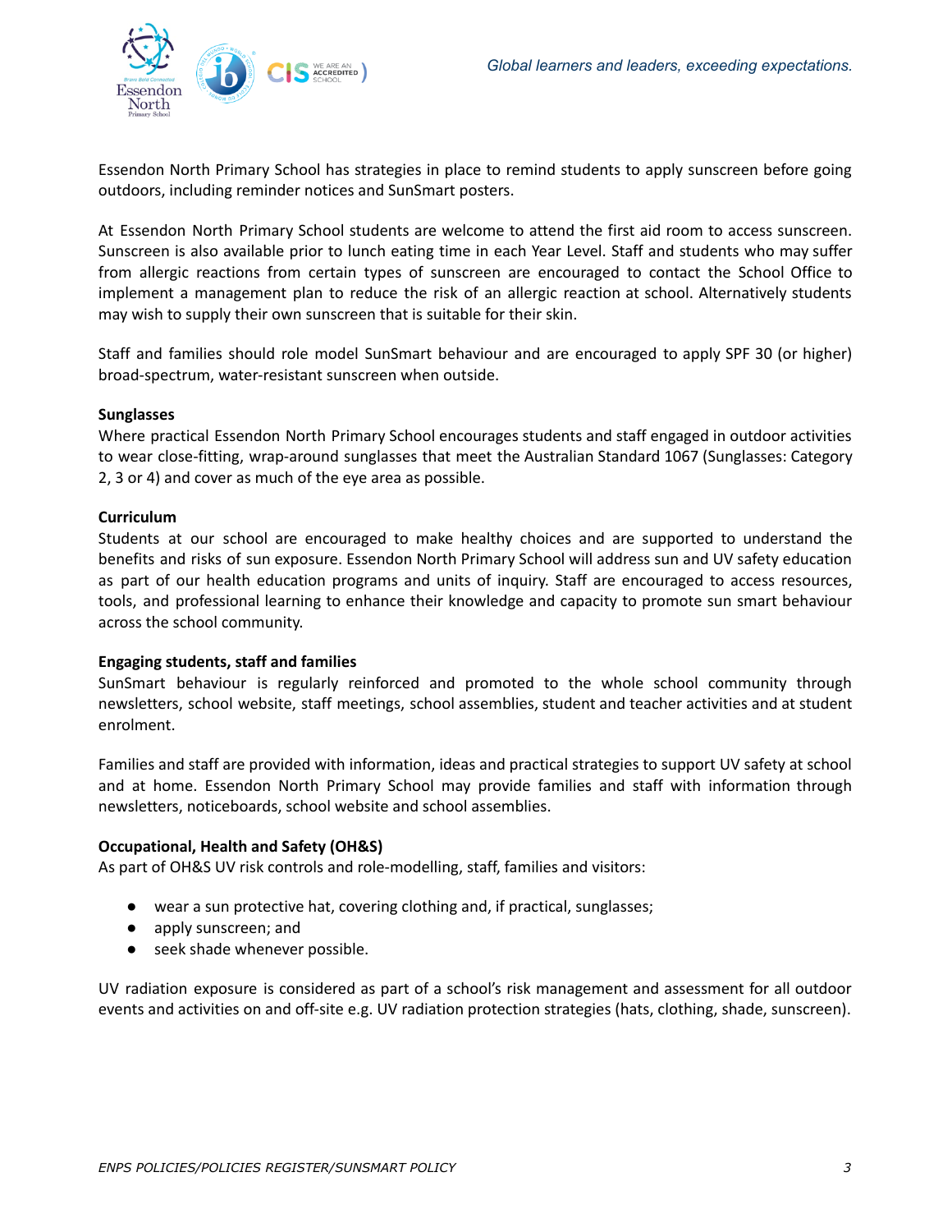Essendon North Primary School has strategies in place to remind students to apply sunscreen before going outdoors, including reminder notices and SunSmart posters.

At Essendon North Primary School students are welcome to attend the first aid room to access sunscreen. Sunscreen is also available prior to lunch eating time in each Year Level. Staff and students who may suffer from allergic reactions from certain types of sunscreen are encouraged to contact the School Office to implement a management plan to reduce the risk of an allergic reaction at school. Alternatively students may wish to supply their own sunscreen that is suitable for their skin.

Staff and families should role model SunSmart behaviour and are encouraged to apply SPF 30 (or higher) broad-spectrum, water-resistant sunscreen when outside.

**Sunglasses**

Where practical Essendon North Primary School encourages students and staff engaged in outdoor activities to wear close-fitting, wrap-around sunglasses that meet the Australian Standard 1067 (Sunglasses: Category 2, 3 or 4) and cover as much of the eye area as possible.

**Curriculum**

Students at our school are encouraged to make healthy choices and are supported to understand the benefits and risks of sun exposure. Essendon North Primary School will address sun and UV safety education as part of our health education programs and units of inquiry. Staff are encouraged to access resources, tools, and professional learning to enhance their knowledge and capacity to promote sun smart behaviour across the school community.

**Engaging students, staff and families**

SunSmart behaviour is regularly reinforced and promoted to the whole school community through newsletters, school website, staff meetings, school assemblies, student and teacher activities and at student enrolment.

Families and staff are provided with information, ideas and practical strategies to support UV safety at school and at home. Essendon North Primary School may provide families and staff with information through newsletters, noticeboards, school website and school assemblies.

**Occupational, Health and Safety (OH&S)**

As part of OH&S UV risk controls and role-modelling, staff, families and visitors:

- wear a sun protective hat, covering clothing and, if practical, sunglasses;
- apply sunscreen; and
- seek shade whenever possible.

UV radiation exposure is considered as part of a school's risk management and assessment for all outdoor events and activities on and off-site e.g. UV radiation protection strategies (hats, clothing, shade, sunscreen).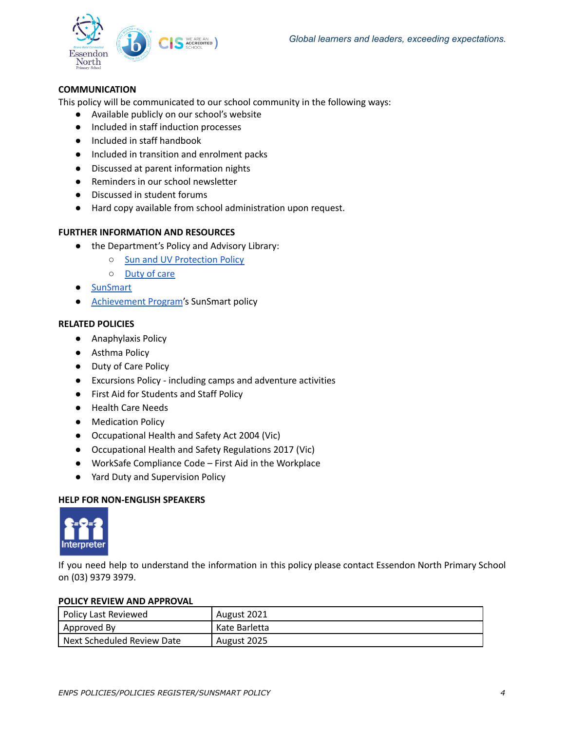## COMMUNICATION

This policy will be communicated to our school community in the following ways:

- Available publicly on our school's website
- Included in staff induction processes
- Included in staff handbook
- Included in transition and enrolment packs
- Discussed at parent information nights
- Reminders in our school newsletter
- Discussed in student forums
- Hard copy available from school administration upon request.

## FURTHER INFORMATION AND RESOURCES

- the Department's Policy and Advisory Library:
  - Sun and UV Protection Policy
  - Duty of care
- SunSmart
- Achievement Program's SunSmart policy

## RELATED POLICIES

- Anaphylaxis Policy
- Asthma Policy
- Duty of Care Policy
- Excursions Policy - including camps and adventure activities
- First Aid for Students and Staff Policy
- Health Care Needs
- Medication Policy
- Occupational Health and Safety Act 2004 (Vic)
- Occupational Health and Safety Regulations 2017 (Vic)
- WorkSafe Compliance Code – First Aid in the Workplace
- Yard Duty and Supervision Policy

## HELP FOR NON-ENGLISH SPEAKERS

If you need help to understand the information in this policy please contact Essendon North Primary School on (03) 9379 3979.

## POLICY REVIEW AND APPROVAL

| | |
|---|---|
| Policy Last Reviewed | August 2021 |
| Approved By | Kate Barletta |
| Next Scheduled Review Date | August 2025 |